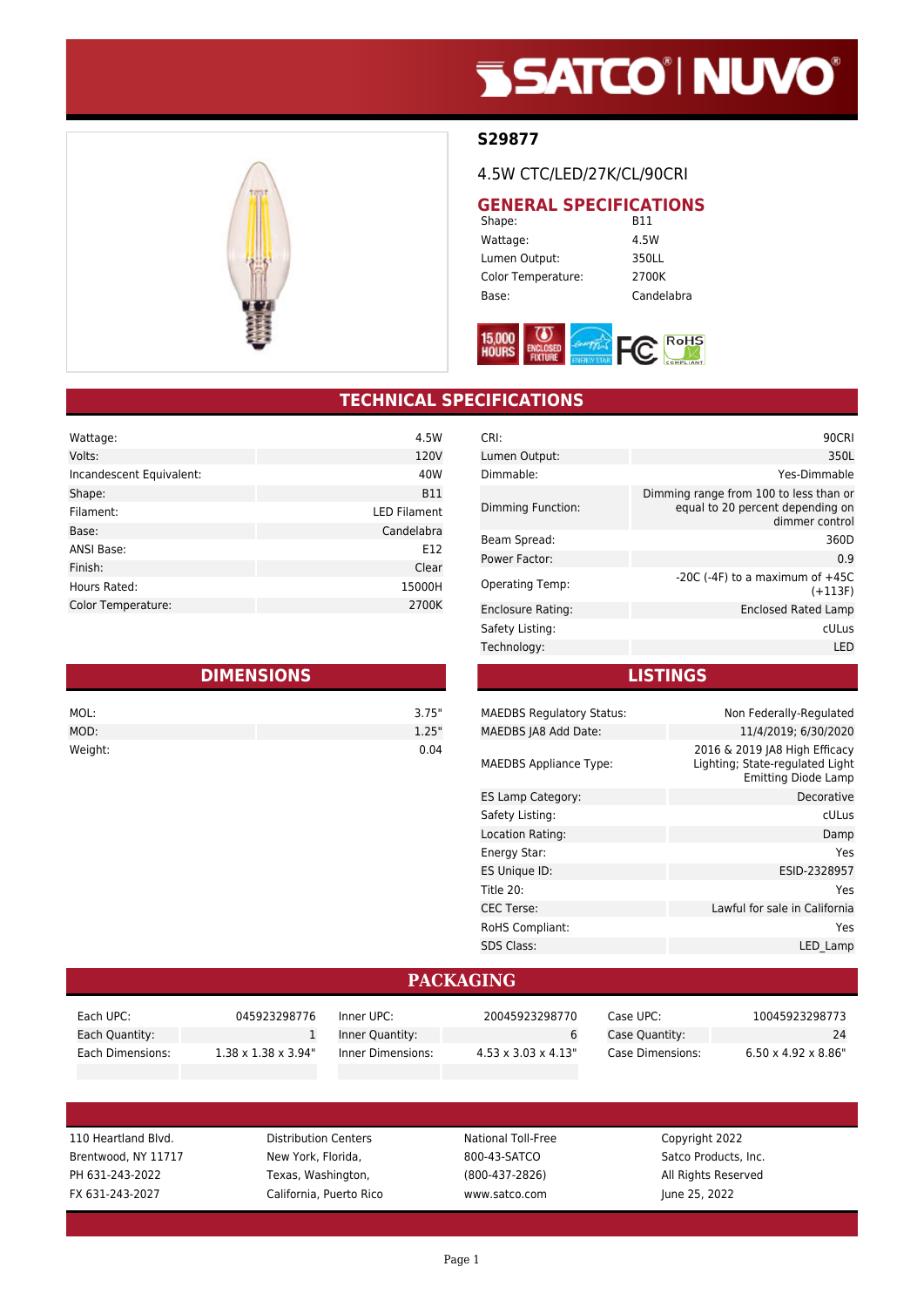# S29877

4.5W CTC/LED/27K/CL/90CRI

## GENERAL SPECIFICATIONS

| | |
|---|---|
| Shape: | B11 |
| Wattage: | 4.5W |
| Lumen Output: | 350LL |
| Color Temperature: | 2700K |
| Base: | Candelabra |

## TECHNICAL SPECIFICATIONS

| | |
|---|---|
| Wattage: | 4.5W |
| Volts: | 120V |
| Incandescent Equivalent: | 40W |
| Shape: | B11 |
| Filament: | LED Filament |
| Base: | Candelabra |
| ANSI Base: | E12 |
| Finish: | Clear |
| Hours Rated: | 15000H |
| Color Temperature: | 2700K |

| | |
|---|---|
| CRI: | 90CRI |
| Lumen Output: | 350L |
| Dimmable: | Yes-Dimmable |
| Dimming Function: | Dimming range from 100 to less than or equal to 20 percent depending on dimmer control |
| Beam Spread: | 360D |
| Power Factor: | 0.9 |
| Operating Temp: | -20C (-4F) to a maximum of +45C (+113F) |
| Enclosure Rating: | Enclosed Rated Lamp |
| Safety Listing: | cULus |
| Technology: | LED |

## DIMENSIONS

| | |
|---|---|
| MOL: | 3.75" |
| MOD: | 1.25" |
| Weight: | 0.04 |

## LISTINGS

| | |
|---|---|
| MAEDBS Regulatory Status: | Non Federally-Regulated |
| MAEDBS JA8 Add Date: | 11/4/2019; 6/30/2020 |
| MAEDBS Appliance Type: | 2016 & 2019 JA8 High Efficacy Lighting; State-regulated Light Emitting Diode Lamp |
| ES Lamp Category: | Decorative |
| Safety Listing: | cULus |
| Location Rating: | Damp |
| Energy Star: | Yes |
| ES Unique ID: | ESID-2328957 |
| Title 20: | Yes |
| CEC Terse: | Lawful for sale in California |
| RoHS Compliant: | Yes |
| SDS Class: | LED_Lamp |

## PACKAGING

| | | | | | |
|---|---|---|---|---|---|
| Each UPC: | 045923298776 | Inner UPC: | 20045923298770 | Case UPC: | 10045923298773 |
| Each Quantity: | 1 | Inner Quantity: | 6 | Case Quantity: | 24 |
| Each Dimensions: | 1.38 x 1.38 x 3.94" | Inner Dimensions: | 4.53 x 3.03 x 4.13" | Case Dimensions: | 6.50 x 4.92 x 8.86" |

110 Heartland Blvd.
Brentwood, NY 11717
PH 631-243-2022
FX 631-243-2027

Distribution Centers
New York, Florida,
Texas, Washington,
California, Puerto Rico

National Toll-Free
800-43-SATCO
(800-437-2826)
www.satco.com

Copyright 2022
Satco Products, Inc.
All Rights Reserved
June 25, 2022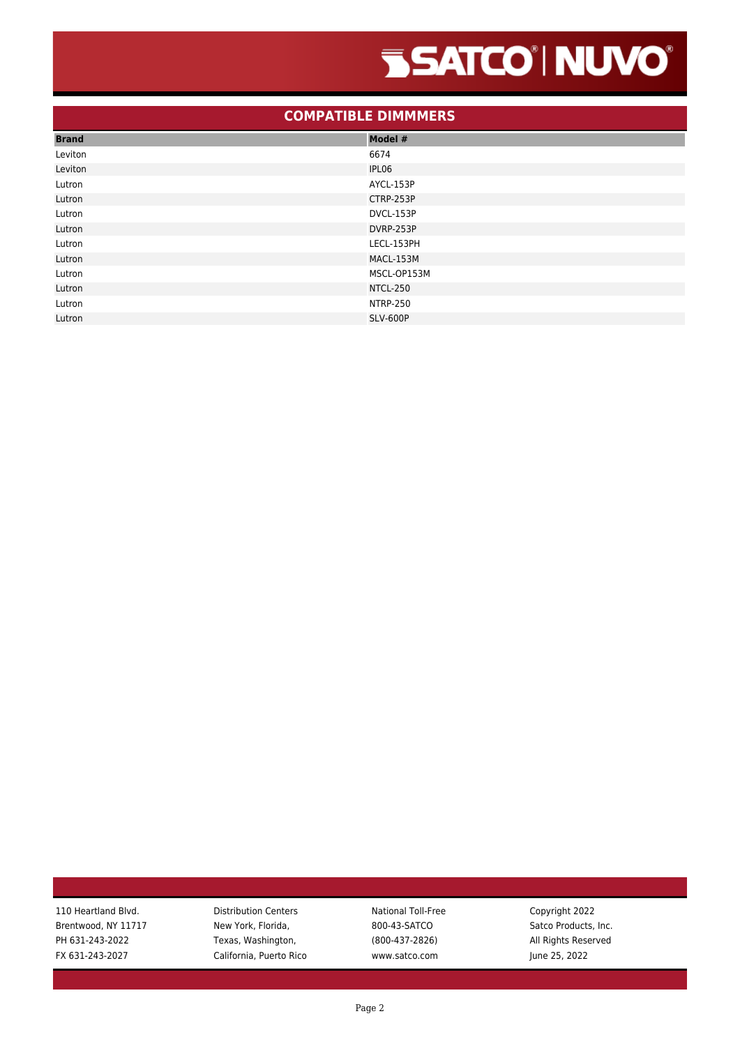## COMPATIBLE DIMMMERS

| Brand | Model # |
|---|---|
| Leviton | 6674 |
| Leviton | IPL06 |
| Lutron | AYCL-153P |
| Lutron | CTRP-253P |
| Lutron | DVCL-153P |
| Lutron | DVRP-253P |
| Lutron | LECL-153PH |
| Lutron | MACL-153M |
| Lutron | MSCL-OP153M |
| Lutron | NTCL-250 |
| Lutron | NTRP-250 |
| Lutron | SLV-600P |